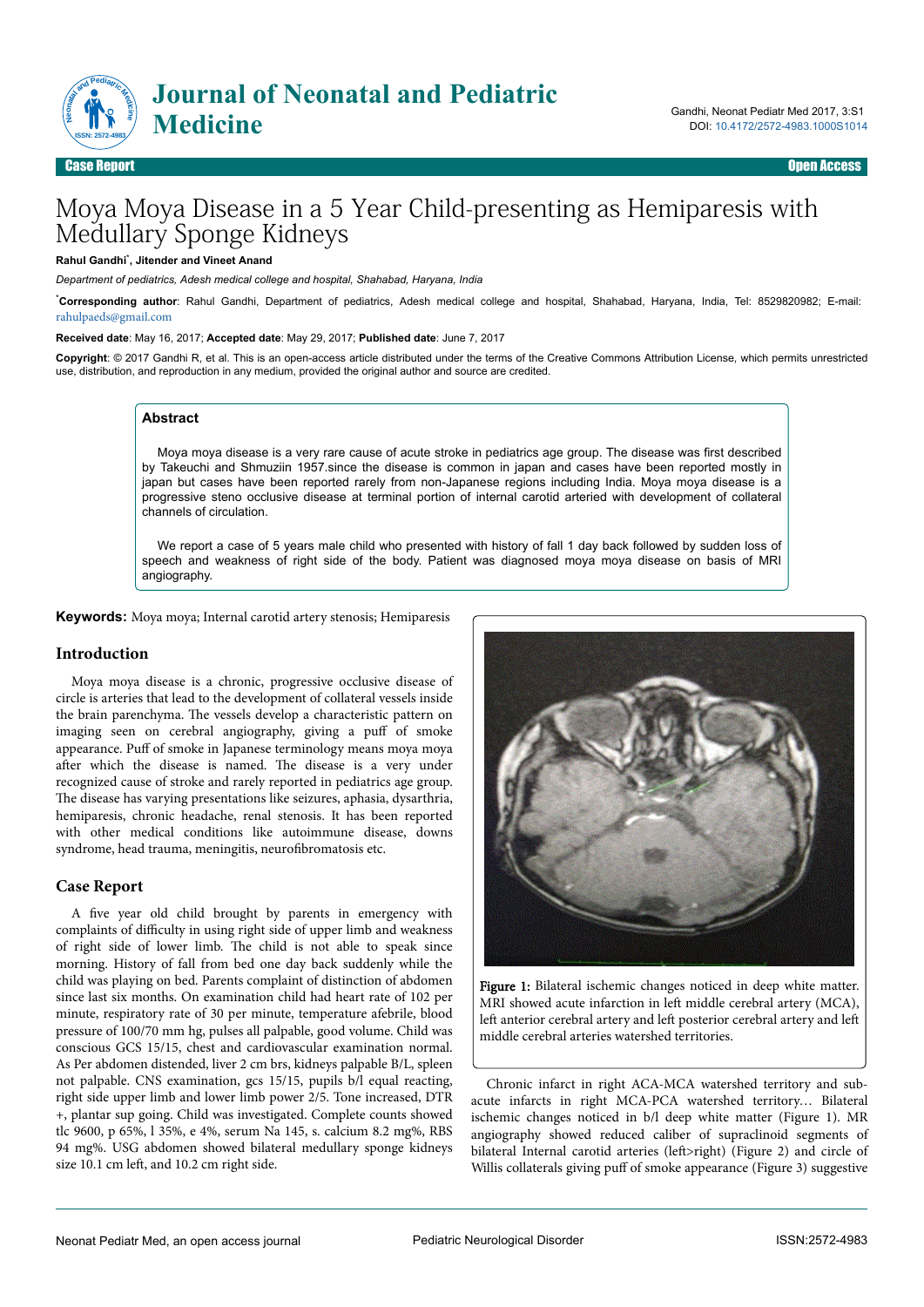Journal of Neonatal and Pediatric Medicine

Gandhi, Neonat Pediatr Med 2017, 3:S1
DOI: 10.4172/2572-4983.1000S1014

Case Report — Open Access

# Moya Moya Disease in a 5 Year Child-presenting as Hemiparesis with Medullary Sponge Kidneys

**Rahul Gandhi*, Jitender and Vineet Anand**

*Department of pediatrics, Adesh medical college and hospital, Shahabad, Haryana, India*

***Corresponding author**: Rahul Gandhi, Department of pediatrics, Adesh medical college and hospital, Shahabad, Haryana, India, Tel: 8529820982; E-mail: rahulpaeds@gmail.com

**Received date**: May 16, 2017; **Accepted date**: May 29, 2017; **Published date**: June 7, 2017

**Copyright**: © 2017 Gandhi R, et al. This is an open-access article distributed under the terms of the Creative Commons Attribution License, which permits unrestricted use, distribution, and reproduction in any medium, provided the original author and source are credited.

## Abstract

Moya moya disease is a very rare cause of acute stroke in pediatrics age group. The disease was first described by Takeuchi and Shmuziin 1957.since the disease is common in japan and cases have been reported mostly in japan but cases have been reported rarely from non-Japanese regions including India. Moya moya disease is a progressive steno occlusive disease at terminal portion of internal carotid arteried with development of collateral channels of circulation.

We report a case of 5 years male child who presented with history of fall 1 day back followed by sudden loss of speech and weakness of right side of the body. Patient was diagnosed moya moya disease on basis of MRI angiography.

**Keywords:** Moya moya; Internal carotid artery stenosis; Hemiparesis

## Introduction

Moya moya disease is a chronic, progressive occlusive disease of circle is arteries that lead to the development of collateral vessels inside the brain parenchyma. The vessels develop a characteristic pattern on imaging seen on cerebral angiography, giving a puff of smoke appearance. Puff of smoke in Japanese terminology means moya moya after which the disease is named. The disease is a very under recognized cause of stroke and rarely reported in pediatrics age group. The disease has varying presentations like seizures, aphasia, dysarthria, hemiparesis, chronic headache, renal stenosis. It has been reported with other medical conditions like autoimmune disease, downs syndrome, head trauma, meningitis, neurofibromatosis etc.

## Case Report

A five year old child brought by parents in emergency with complaints of difficulty in using right side of upper limb and weakness of right side of lower limb. The child is not able to speak since morning. History of fall from bed one day back suddenly while the child was playing on bed. Parents complaint of distinction of abdomen since last six months. On examination child had heart rate of 102 per minute, respiratory rate of 30 per minute, temperature afebrile, blood pressure of 100/70 mm hg, pulses all palpable, good volume. Child was conscious GCS 15/15, chest and cardiovascular examination normal. As Per abdomen distended, liver 2 cm brs, kidneys palpable B/L, spleen not palpable. CNS examination, gcs 15/15, pupils b/l equal reacting, right side upper limb and lower limb power 2/5. Tone increased, DTR +, plantar sup going. Child was investigated. Complete counts showed tlc 9600, p 65%, l 35%, e 4%, serum Na 145, s. calcium 8.2 mg%, RBS 94 mg%. USG abdomen showed bilateral medullary sponge kidneys size 10.1 cm left, and 10.2 cm right side.

**Figure 1:** Bilateral ischemic changes noticed in deep white matter. MRI showed acute infarction in left middle cerebral artery (MCA), left anterior cerebral artery and left posterior cerebral artery and left middle cerebral arteries watershed territories.

Chronic infarct in right ACA-MCA watershed territory and sub-acute infarcts in right MCA-PCA watershed territory… Bilateral ischemic changes noticed in b/l deep white matter (Figure 1). MR angiography showed reduced caliber of supraclinoid segments of bilateral Internal carotid arteries (left>right) (Figure 2) and circle of Willis collaterals giving puff of smoke appearance (Figure 3) suggestive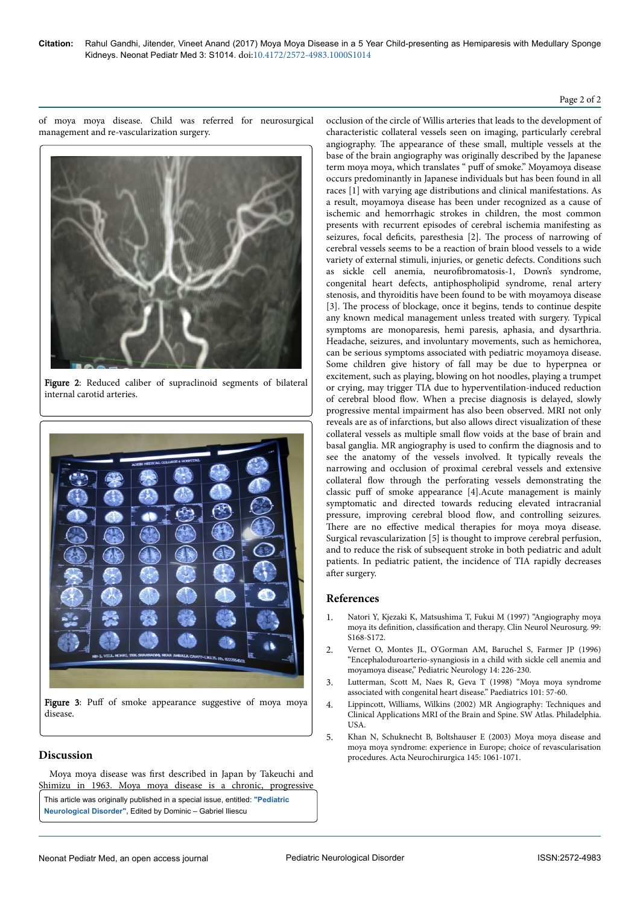of moya moya disease. Child was referred for neurosurgical management and re-vascularization surgery.

**Figure 2**: Reduced caliber of supraclinoid segments of bilateral internal carotid arteries.

**Figure 3**: Puff of smoke appearance suggestive of moya moya disease.

## Discussion

Moya moya disease was first described in Japan by Takeuchi and Shimizu in 1963. Moya moya disease is a chronic, progressive occlusion of the circle of Willis arteries that leads to the development of characteristic collateral vessels seen on imaging, particularly cerebral angiography. The appearance of these small, multiple vessels at the base of the brain angiography was originally described by the Japanese term moya moya, which translates " puff of smoke." Moyamoya disease occurs predominantly in Japanese individuals but has been found in all races [1] with varying age distributions and clinical manifestations. As a result, moyamoya disease has been under recognized as a cause of ischemic and hemorrhagic strokes in children, the most common presents with recurrent episodes of cerebral ischemia manifesting as seizures, focal deficits, paresthesia [2]. The process of narrowing of cerebral vessels seems to be a reaction of brain blood vessels to a wide variety of external stimuli, injuries, or genetic defects. Conditions such as sickle cell anemia, neurofibromatosis-1, Down's syndrome, congenital heart defects, antiphospholipid syndrome, renal artery stenosis, and thyroiditis have been found to be with moyamoya disease [3]. The process of blockage, once it begins, tends to continue despite any known medical management unless treated with surgery. Typical symptoms are monoparesis, hemi paresis, aphasia, and dysarthria. Headache, seizures, and involuntary movements, such as hemichorea, can be serious symptoms associated with pediatric moyamoya disease. Some children give history of fall may be due to hyperpnea or excitement, such as playing, blowing on hot noodles, playing a trumpet or crying, may trigger TIA due to hyperventilation-induced reduction of cerebral blood flow. When a precise diagnosis is delayed, slowly progressive mental impairment has also been observed. MRI not only reveals are as of infarctions, but also allows direct visualization of these collateral vessels as multiple small flow voids at the base of brain and basal ganglia. MR angiography is used to confirm the diagnosis and to see the anatomy of the vessels involved. It typically reveals the narrowing and occlusion of proximal cerebral vessels and extensive collateral flow through the perforating vessels demonstrating the classic puff of smoke appearance [4].Acute management is mainly symptomatic and directed towards reducing elevated intracranial pressure, improving cerebral blood flow, and controlling seizures. There are no effective medical therapies for moya moya disease. Surgical revascularization [5] is thought to improve cerebral perfusion, and to reduce the risk of subsequent stroke in both pediatric and adult patients. In pediatric patient, the incidence of TIA rapidly decreases after surgery.

This article was originally published in a special issue, entitled: **"Pediatric Neurological Disorder"**, Edited by Dominic – Gabriel Iliescu

## References

1. Natori Y, Kjezaki K, Matsushima T, Fukui M (1997) "Angiography moya moya its definition, classification and therapy. Clin Neurol Neurosurg. 99: S168-S172.
2. Vernet O, Montes JL, O'Gorman AM, Baruchel S, Farmer JP (1996) "Encephaloduroarterio-synangiosis in a child with sickle cell anemia and moyamoya disease," Pediatric Neurology 14: 226-230.
3. Lutterman, Scott M, Naes R, Geva T (1998) "Moya moya syndrome associated with congenital heart disease." Paediatrics 101: 57-60.
4. Lippincott, Williams, Wilkins (2002) MR Angiography: Techniques and Clinical Applications MRI of the Brain and Spine. SW Atlas. Philadelphia. USA.
5. Khan N, Schuknecht B, Boltshauser E (2003) Moya moya disease and moya moya syndrome: experience in Europe; choice of revascularisation procedures. Acta Neurochirurgica 145: 1061-1071.